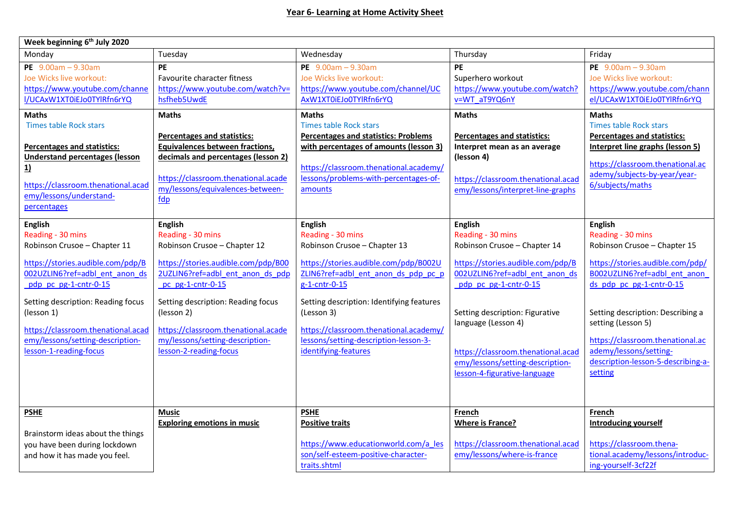# Year 6- Learning at Home Activity Sheet

| Week beginning 6th July 2020 | | | | |
|---|---|---|---|---|
| Monday | Tuesday | Wednesday | Thursday | Friday |
| **PE** 9.00am – 9.30am<br>Joe Wicks live workout:<br>https://www.youtube.com/channel/UCAxW1XT0iEJo0TYlRfn6rYQ | **PE**<br>Favourite character fitness<br>https://www.youtube.com/watch?v=hsfheb5UwdE | **PE** 9.00am – 9.30am<br>Joe Wicks live workout:<br>https://www.youtube.com/channel/UCAxW1XT0iEJo0TYlRfn6rYQ | **PE**<br>Superhero workout<br>https://www.youtube.com/watch?v=WT_aT9YQ6nY | **PE** 9.00am – 9.30am<br>Joe Wicks live workout:<br>https://www.youtube.com/channel/UCAxW1XT0iEJo0TYlRfn6rYQ |
| **Maths**<br>Times table Rock stars<br><br>**Percentages and statistics: Understand percentages (lesson 1)**<br><br>https://classroom.thenational.academy/lessons/understand-percentages | **Maths**<br><br>**Percentages and statistics: Equivalences between fractions, decimals and percentages (lesson 2)**<br><br>https://classroom.thenational.academy/lessons/equivalences-between-fdp | **Maths**<br>Times table Rock stars<br>**Percentages and statistics: Problems with percentages of amounts (lesson 3)**<br><br>https://classroom.thenational.academy/lessons/problems-with-percentages-of-amounts | **Maths**<br><br>**Percentages and statistics: Interpret mean as an average (lesson 4)**<br><br>https://classroom.thenational.academy/lessons/interpret-line-graphs | **Maths**<br>Times table Rock stars<br>**Percentages and statistics: Interpret line graphs (lesson 5)**<br><br>https://classroom.thenational.academy/subjects-by-year/year-6/subjects/maths |
| **English**<br>Reading - 30 mins<br>Robinson Crusoe – Chapter 11<br><br>https://stories.audible.com/pdp/B002UZLIN6?ref=adbl_ent_anon_ds_pdp_pc_pg-1-cntr-0-15<br><br>Setting description: Reading focus (lesson 1)<br><br>https://classroom.thenational.academy/lessons/setting-description-lesson-1-reading-focus | **English**<br>Reading - 30 mins<br>Robinson Crusoe – Chapter 12<br><br>https://stories.audible.com/pdp/B002UZLIN6?ref=adbl_ent_anon_ds_pdp_pc_pg-1-cntr-0-15<br><br>Setting description: Reading focus (lesson 2)<br><br>https://classroom.thenational.academy/lessons/setting-description-lesson-2-reading-focus | **English**<br>Reading - 30 mins<br>Robinson Crusoe – Chapter 13<br><br>https://stories.audible.com/pdp/B002UZLIN6?ref=adbl_ent_anon_ds_pdp_pc_pg-1-cntr-0-15<br><br>Setting description: Identifying features (Lesson 3)<br><br>https://classroom.thenational.academy/lessons/setting-description-lesson-3-identifying-features | **English**<br>Reading - 30 mins<br>Robinson Crusoe – Chapter 14<br><br>https://stories.audible.com/pdp/B002UZLIN6?ref=adbl_ent_anon_ds_pdp_pc_pg-1-cntr-0-15<br><br>Setting description: Figurative language (Lesson 4)<br><br>https://classroom.thenational.academy/lessons/setting-description-lesson-4-figurative-language | **English**<br>Reading - 30 mins<br>Robinson Crusoe – Chapter 15<br><br>https://stories.audible.com/pdp/B002UZLIN6?ref=adbl_ent_anon_ds_pdp_pc_pg-1-cntr-0-15<br><br>Setting description: Describing a setting (Lesson 5)<br><br>https://classroom.thenational.academy/lessons/setting-description-lesson-5-describing-a-setting |
| **PSHE**<br><br>Brainstorm ideas about the things you have been during lockdown and how it has made you feel. | **Music**<br>**Exploring emotions in music** | **PSHE**<br>**Positive traits**<br><br>https://www.educationworld.com/a_lesson/self-esteem-positive-character-traits.shtml | **French**<br>**Where is France?**<br><br>https://classroom.thenational.academy/lessons/where-is-france | **French**<br>**Introducing yourself**<br><br>https://classroom.thena-tional.academy/lessons/introduc-ing-yourself-3cf22f |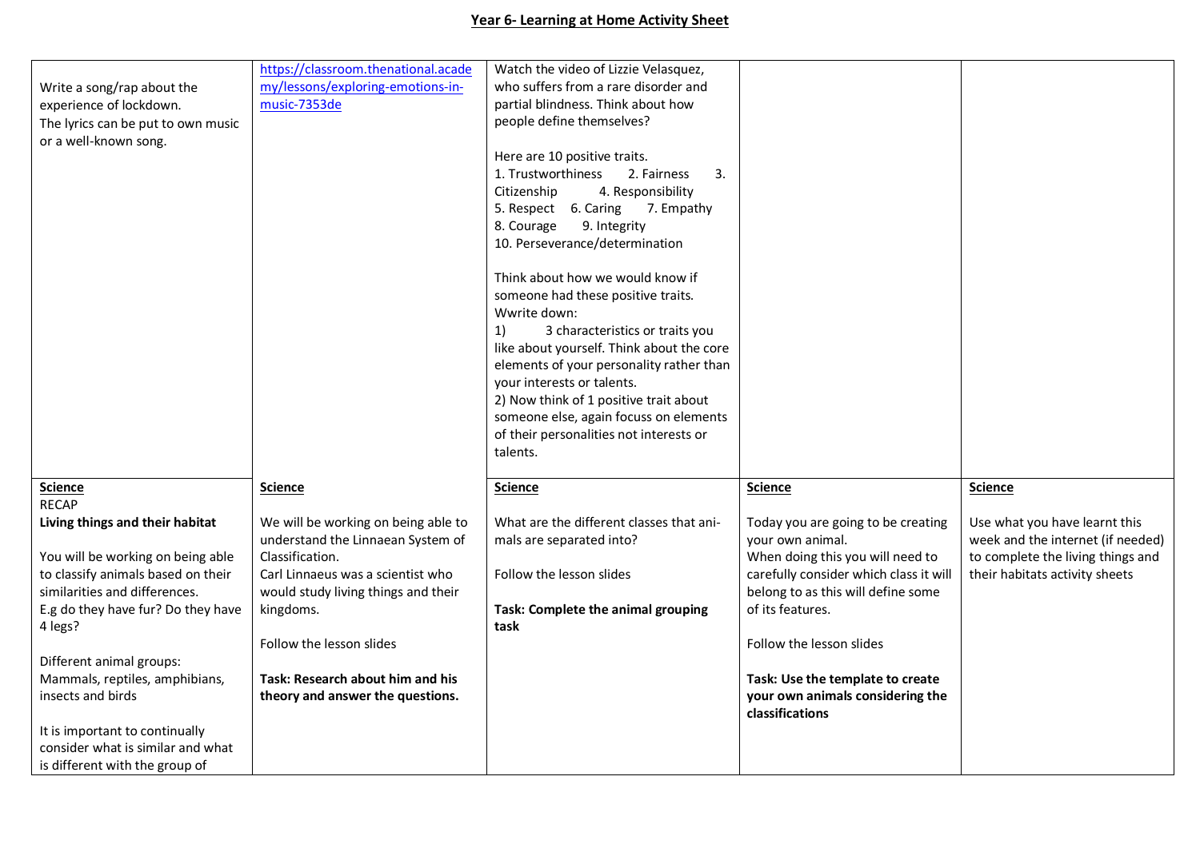**Year 6- Learning at Home Activity Sheet**

| | | | | |
|---|---|---|---|---|
| Write a song/rap about the experience of lockdown.<br>The lyrics can be put to own music or a well-known song. | https://classroom.thenational.academy/lessons/exploring-emotions-in-music-7353de | Watch the video of Lizzie Velasquez, who suffers from a rare disorder and partial blindness. Think about how people define themselves?<br><br>Here are 10 positive traits.<br>1. Trustworthiness 2. Fairness 3. Citizenship 4. Responsibility<br>5. Respect 6. Caring 7. Empathy<br>8. Courage 9. Integrity<br>10. Perseverance/determination<br><br>Think about how we would know if someone had these positive traits.<br>Wwrite down:<br>1) 3 characteristics or traits you like about yourself. Think about the core elements of your personality rather than your interests or talents.<br>2) Now think of 1 positive trait about someone else, again focuss on elements of their personalities not interests or talents. | | |
| **Science**<br>RECAP<br>**Living things and their habitat**<br><br>You will be working on being able to classify animals based on their similarities and differences.<br>E.g do they have fur? Do they have 4 legs?<br><br>Different animal groups:<br>Mammals, reptiles, amphibians, insects and birds<br><br>It is important to continually consider what is similar and what is different with the group of | **Science**<br><br>We will be working on being able to understand the Linnaean System of Classification.<br>Carl Linnaeus was a scientist who would study living things and their kingdoms.<br><br>Follow the lesson slides<br><br>**Task: Research about him and his theory and answer the questions.** | **Science**<br><br>What are the different classes that animals are separated into?<br><br>Follow the lesson slides<br><br>**Task: Complete the animal grouping task** | **Science**<br><br>Today you are going to be creating your own animal.<br>When doing this you will need to carefully consider which class it will belong to as this will define some of its features.<br><br>Follow the lesson slides<br><br>**Task: Use the template to create your own animals considering the classifications** | **Science**<br><br>Use what you have learnt this week and the internet (if needed) to complete the living things and their habitats activity sheets |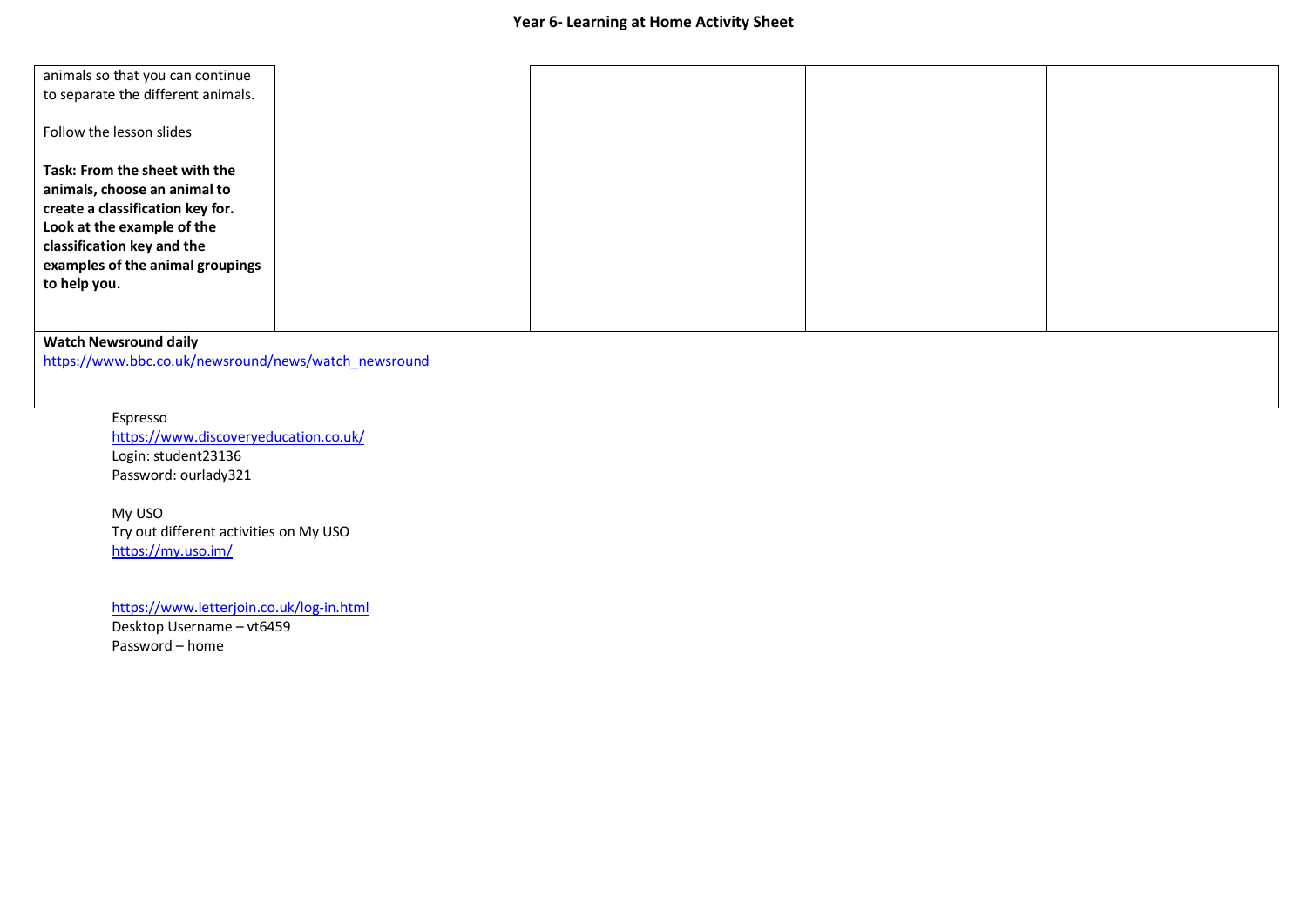| | | | | |
|---|---|---|---|---|
| animals so that you can continue to separate the different animals.<br><br>Follow the lesson slides<br><br>**Task: From the sheet with the animals, choose an animal to create a classification key for. Look at the example of the classification key and the examples of the animal groupings to help you.** | | | | |
| **Watch Newsround daily**<br>https://www.bbc.co.uk/newsround/news/watch_newsround | | | | |

Espresso
https://www.discoveryeducation.co.uk/
Login: student23136
Password: ourlady321

My USO
Try out different activities on My USO
https://my.uso.im/

https://www.letterjoin.co.uk/log-in.html
Desktop Username – vt6459
Password – home